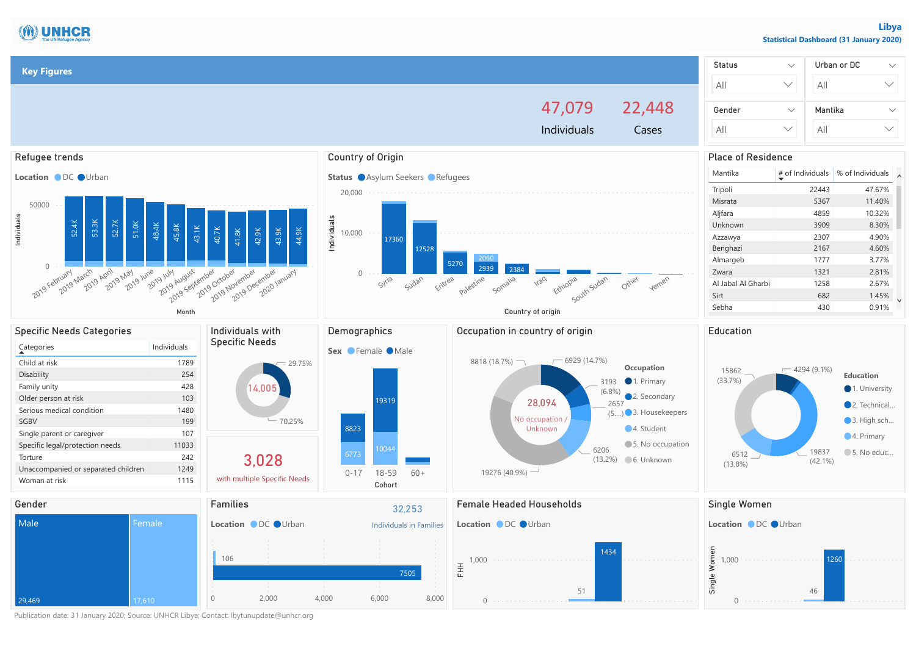# UNHCR — Libya

**Statistical Dashboard (31 January 2020)**

## Key Figures

| 47,079 | 22,448 |
|---|---|
| Individuals | Cases |

| Status | Urban or DC | Gender | Mantika |
|---|---|---|---|
| All | All | All | All |

## Refugee trends

Location: DC, Urban

| Month | Individuals |
|---|---|
| 2019 February | 52.4K |
| 2019 March | 53.3K |
| 2019 April | 52.7K |
| 2019 May | 51.0K |
| 2019 June | 48.4K |
| 2019 July | 45.8K |
| 2019 August | 43.1K |
| 2019 September | 40.7K |
| 2019 October | 41.8K |
| 2019 November | 42.9K |
| 2019 December | 43.9K |
| 2020 January | 44.9K |

## Country of Origin

Status: Asylum Seekers, Refugees

| Country of origin | Asylum Seekers | Refugees |
|---|---|---|
| Syria | 17360 | |
| Sudan | 12528 | |
| Eritrea | 5270 | |
| Palestine | 2939 | 2060 |
| Somalia | 2384 | |
| Iraq | | |
| Ethiopia | | |
| South Sudan | | |
| Other | | |
| Yemen | | |

## Place of Residence

| Mantika | # of Individuals | % of Individuals |
|---|---|---|
| Tripoli | 22443 | 47.67% |
| Misrata | 5367 | 11.40% |
| Aljfara | 4859 | 10.32% |
| Unknown | 3909 | 8.30% |
| Azzawya | 2307 | 4.90% |
| Benghazi | 2167 | 4.60% |
| Almargeb | 1777 | 3.77% |
| Zwara | 1321 | 2.81% |
| Al Jabal Al Gharbi | 1258 | 2.67% |
| Sirt | 682 | 1.45% |
| Sebha | 430 | 0.91% |

## Specific Needs Categories

| Categories | Individuals |
|---|---|
| Child at risk | 1789 |
| Disability | 254 |
| Family unity | 428 |
| Older person at risk | 103 |
| Serious medical condition | 1480 |
| SGBV | 199 |
| Single parent or caregiver | 107 |
| Specific legal/protection needs | 11033 |
| Torture | 242 |
| Unaccompanied or separated children | 1249 |
| Woman at risk | 1115 |

## Individuals with Specific Needs

14,005 (29.75% / 70.25%)

**3,028** with multiple Specific Needs

## Demographics

Sex: Female, Male

| Cohort | Female | Male |
|---|---|---|
| 0-17 | 6773 | 8823 |
| 18-59 | 10044 | 19319 |
| 60+ | | |

## Occupation in country of origin

28,094 — No occupation / Unknown

| Occupation | Individuals |
|---|---|
| 1. Primary | 6929 (14.7%) |
| 2. Secondary | 3193 (6.8%) |
| 3. Housekeepers | 2657 (5....) |
| 4. Student | 6206 (13.2%) |
| 5. No occupation | 19276 (40.9%) |
| 6. Unknown | 8818 (18.7%) |

## Education

| Education | Individuals |
|---|---|
| 1. University | 4294 (9.1%) |
| 2. Technical... | |
| 3. High sch... | |
| 4. Primary | 19837 (42.1%) |
| 5. No educ... | 15862 (33.7%) |
| | 6512 (13.8%) |

## Gender

| Male | Female |
|---|---|
| 29,469 | 17,610 |

## Families

**32,253** Individuals in Families

Location: DC, Urban

| Location | Families |
|---|---|
| DC | 106 |
| Urban | 7505 |

## Female Headed Households

Location: DC, Urban

| Location | FHH |
|---|---|
| DC | 51 |
| Urban | 1434 |

## Single Women

Location: DC, Urban

| Location | Single Women |
|---|---|
| DC | 46 |
| Urban | 1260 |

Publication date: 31 January 2020; Source: UNHCR Libya; Contact: lbytunupdate@unhcr.org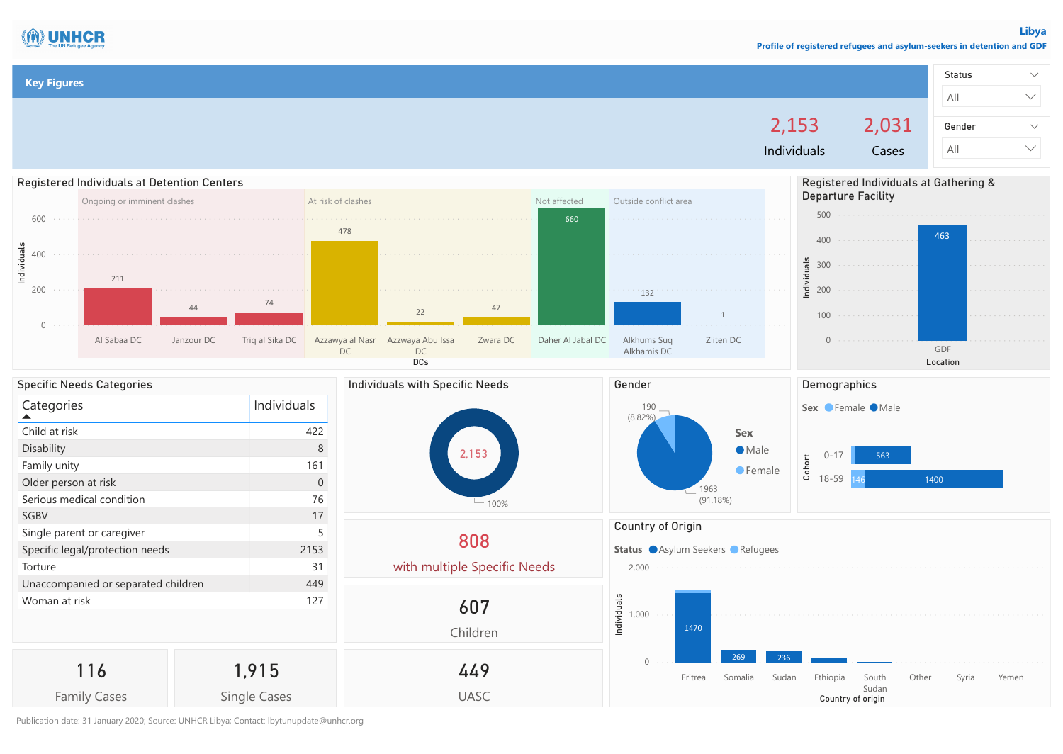UNHCR
The UN Refugee Agency

**Libya**

**Profile of registered refugees and asylum-seekers in detention and GDF**

## Key Figures

Status: All

Gender: All

2,153
Individuals

2,031
Cases

### Registered Individuals at Detention Centers

Ongoing or imminent clashes | At risk of clashes | Not affected | Outside conflict area

Individuals: 0, 200, 400, 600

Al Sabaa DC 211
Janzour DC 44
Triq al Sika DC 74
Azzawya al Nasr DC 478
Azzwaya Abu Issa DC 22
Zwara DC 47
Daher Al Jabal DC 660
Alkhums Suq Alkhamis DC 132
Zliten DC 1

DCs

### Registered Individuals at Gathering & Departure Facility

Individuals: 0, 100, 200, 300, 400, 500

GDF 463

Location

### Specific Needs Categories

| Categories | Individuals |
|---|---|
| Child at risk | 422 |
| Disability | 8 |
| Family unity | 161 |
| Older person at risk | 0 |
| Serious medical condition | 76 |
| SGBV | 17 |
| Single parent or caregiver | 5 |
| Specific legal/protection needs | 2153 |
| Torture | 31 |
| Unaccompanied or separated children | 449 |
| Woman at risk | 127 |

### Individuals with Specific Needs

2,153
100%

### Gender

Sex: Male, Female

190 (8.82%)

1963 (91.18%)

### Demographics

Sex: Female, Male

Cohort
0-17: 563
18-59: 146, 1400

808
with multiple Specific Needs

607
Children

### Country of Origin

Status: Asylum Seekers, Refugees

Individuals: 0, 1,000, 2,000

Eritrea 1470
Somalia 269
Sudan 236
Ethiopia
South Sudan
Other
Syria
Yemen

Country of origin

116
Family Cases

1,915
Single Cases

449
UASC

Publication date: 31 January 2020; Source: UNHCR Libya; Contact: lbytunupdate@unhcr.org